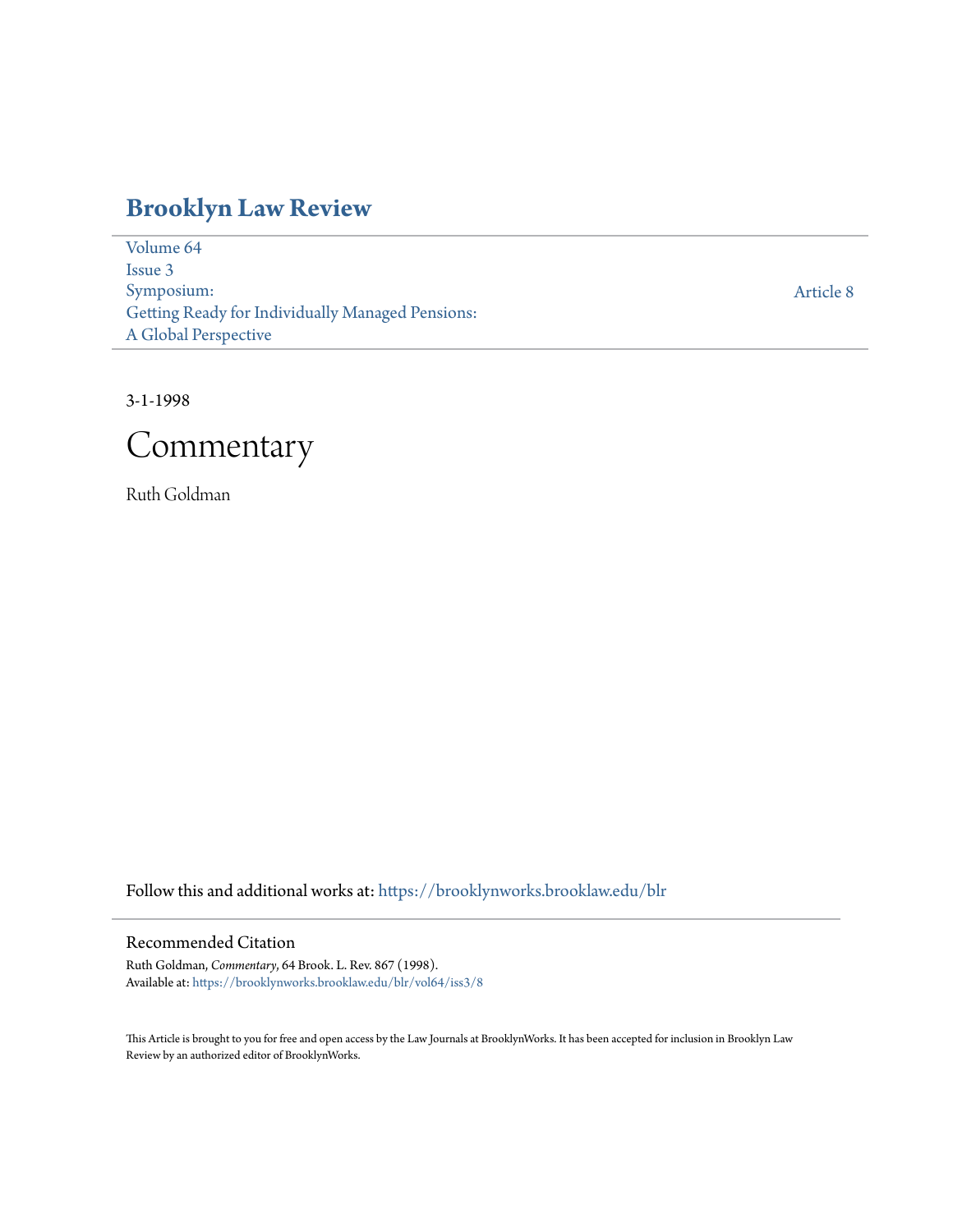# Brooklyn Law Review

Volume 64
Issue 3
Symposium:
Getting Ready for Individually Managed Pensions:
A Global Perspective

Article 8

3-1-1998

# Commentary

Ruth Goldman

Follow this and additional works at: https://brooklynworks.brooklaw.edu/blr

## Recommended Citation

Ruth Goldman, *Commentary*, 64 Brook. L. Rev. 867 (1998).
Available at: https://brooklynworks.brooklaw.edu/blr/vol64/iss3/8

This Article is brought to you for free and open access by the Law Journals at BrooklynWorks. It has been accepted for inclusion in Brooklyn Law Review by an authorized editor of BrooklynWorks.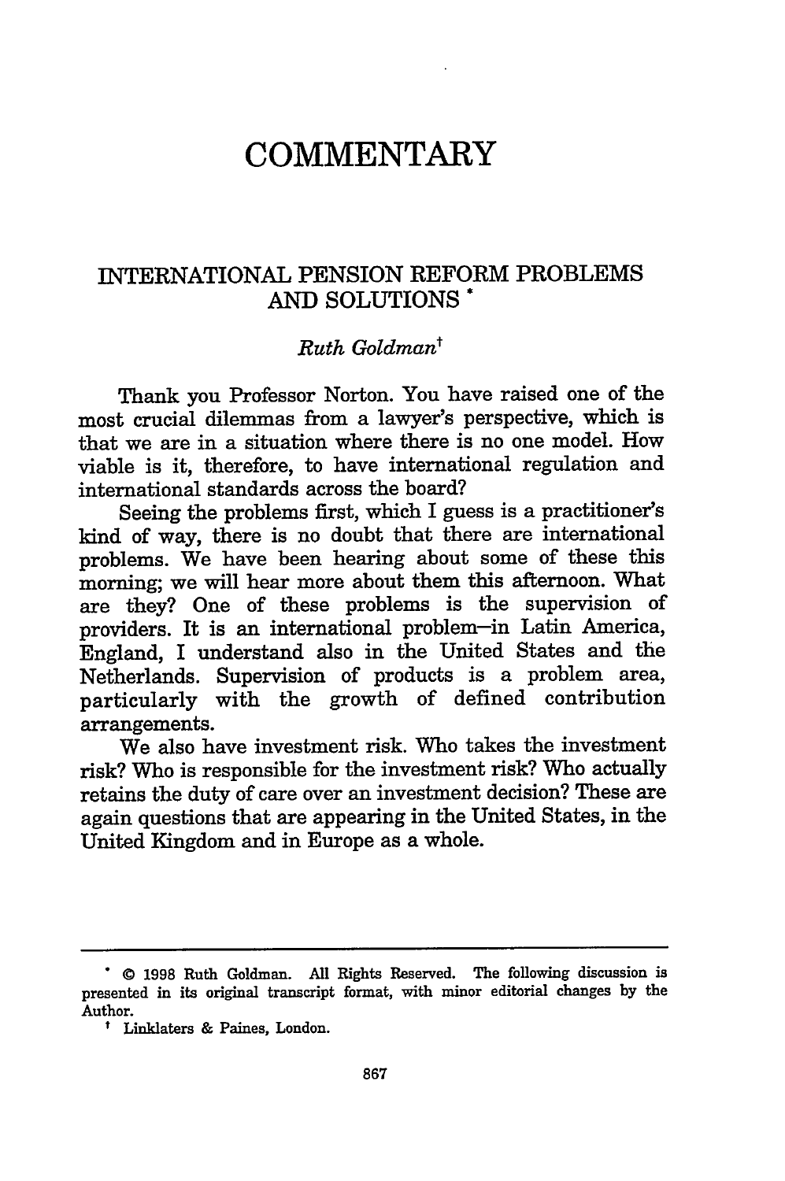# COMMENTARY

## INTERNATIONAL PENSION REFORM PROBLEMS AND SOLUTIONS *

*Ruth Goldman*[†]

Thank you Professor Norton. You have raised one of the most crucial dilemmas from a lawyer's perspective, which is that we are in a situation where there is no one model. How viable is it, therefore, to have international regulation and international standards across the board?

Seeing the problems first, which I guess is a practitioner's kind of way, there is no doubt that there are international problems. We have been hearing about some of these this morning; we will hear more about them this afternoon. What are they? One of these problems is the supervision of providers. It is an international problem–in Latin America, England, I understand also in the United States and the Netherlands. Supervision of products is a problem area, particularly with the growth of defined contribution arrangements.

We also have investment risk. Who takes the investment risk? Who is responsible for the investment risk? Who actually retains the duty of care over an investment decision? These are again questions that are appearing in the United States, in the United Kingdom and in Europe as a whole.

---

* © 1998 Ruth Goldman. All Rights Reserved. The following discussion is presented in its original transcript format, with minor editorial changes by the Author.

† Linklaters & Paines, London.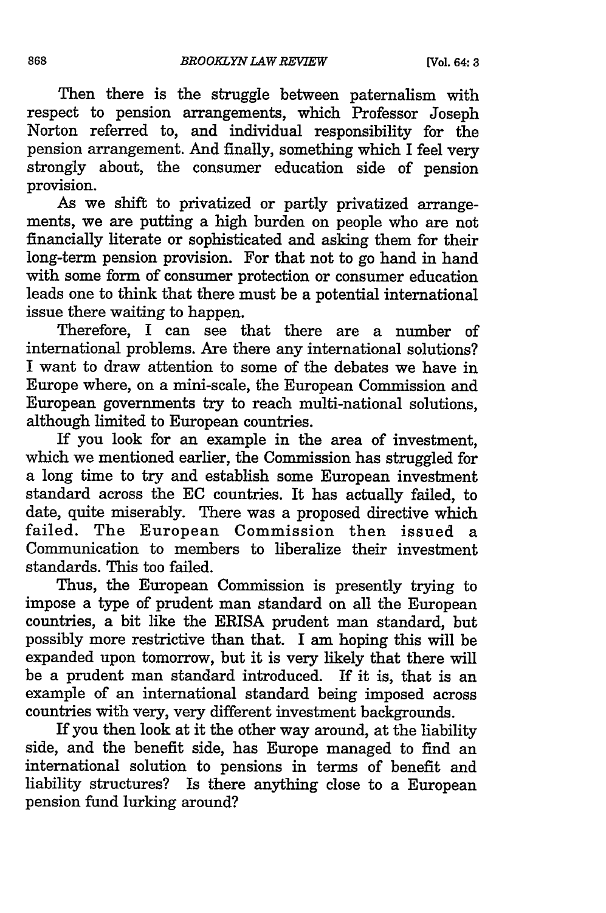Then there is the struggle between paternalism with respect to pension arrangements, which Professor Joseph Norton referred to, and individual responsibility for the pension arrangement. And finally, something which I feel very strongly about, the consumer education side of pension provision.

As we shift to privatized or partly privatized arrangements, we are putting a high burden on people who are not financially literate or sophisticated and asking them for their long-term pension provision. For that not to go hand in hand with some form of consumer protection or consumer education leads one to think that there must be a potential international issue there waiting to happen.

Therefore, I can see that there are a number of international problems. Are there any international solutions? I want to draw attention to some of the debates we have in Europe where, on a mini-scale, the European Commission and European governments try to reach multi-national solutions, although limited to European countries.

If you look for an example in the area of investment, which we mentioned earlier, the Commission has struggled for a long time to try and establish some European investment standard across the EC countries. It has actually failed, to date, quite miserably. There was a proposed directive which failed. The European Commission then issued a Communication to members to liberalize their investment standards. This too failed.

Thus, the European Commission is presently trying to impose a type of prudent man standard on all the European countries, a bit like the ERISA prudent man standard, but possibly more restrictive than that. I am hoping this will be expanded upon tomorrow, but it is very likely that there will be a prudent man standard introduced. If it is, that is an example of an international standard being imposed across countries with very, very different investment backgrounds.

If you then look at it the other way around, at the liability side, and the benefit side, has Europe managed to find an international solution to pensions in terms of benefit and liability structures? Is there anything close to a European pension fund lurking around?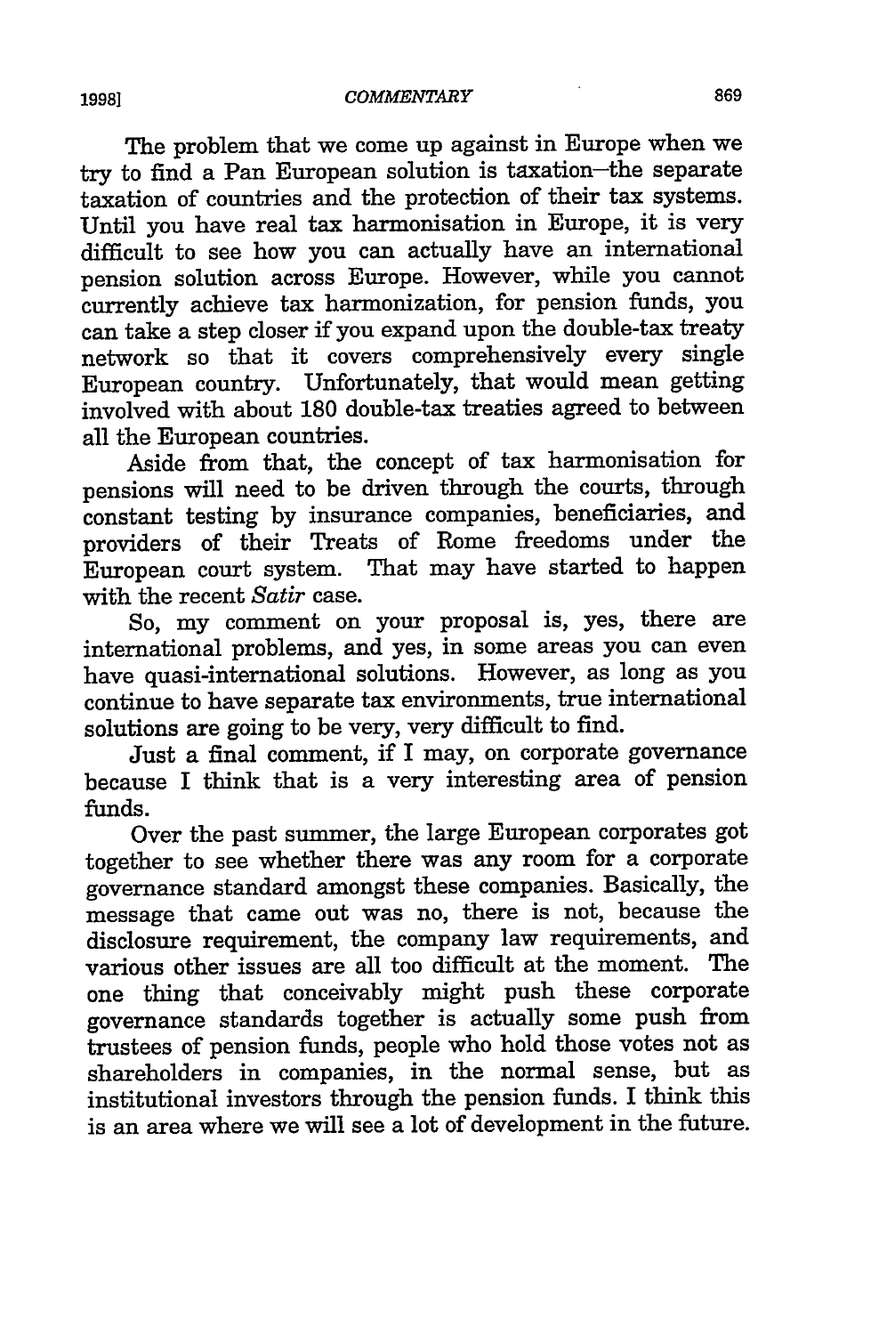The problem that we come up against in Europe when we try to find a Pan European solution is taxation—the separate taxation of countries and the protection of their tax systems. Until you have real tax harmonisation in Europe, it is very difficult to see how you can actually have an international pension solution across Europe. However, while you cannot currently achieve tax harmonization, for pension funds, you can take a step closer if you expand upon the double-tax treaty network so that it covers comprehensively every single European country. Unfortunately, that would mean getting involved with about 180 double-tax treaties agreed to between all the European countries.

Aside from that, the concept of tax harmonisation for pensions will need to be driven through the courts, through constant testing by insurance companies, beneficiaries, and providers of their Treats of Rome freedoms under the European court system. That may have started to happen with the recent *Satir* case.

So, my comment on your proposal is, yes, there are international problems, and yes, in some areas you can even have quasi-international solutions. However, as long as you continue to have separate tax environments, true international solutions are going to be very, very difficult to find.

Just a final comment, if I may, on corporate governance because I think that is a very interesting area of pension funds.

Over the past summer, the large European corporates got together to see whether there was any room for a corporate governance standard amongst these companies. Basically, the message that came out was no, there is not, because the disclosure requirement, the company law requirements, and various other issues are all too difficult at the moment. The one thing that conceivably might push these corporate governance standards together is actually some push from trustees of pension funds, people who hold those votes not as shareholders in companies, in the normal sense, but as institutional investors through the pension funds. I think this is an area where we will see a lot of development in the future.